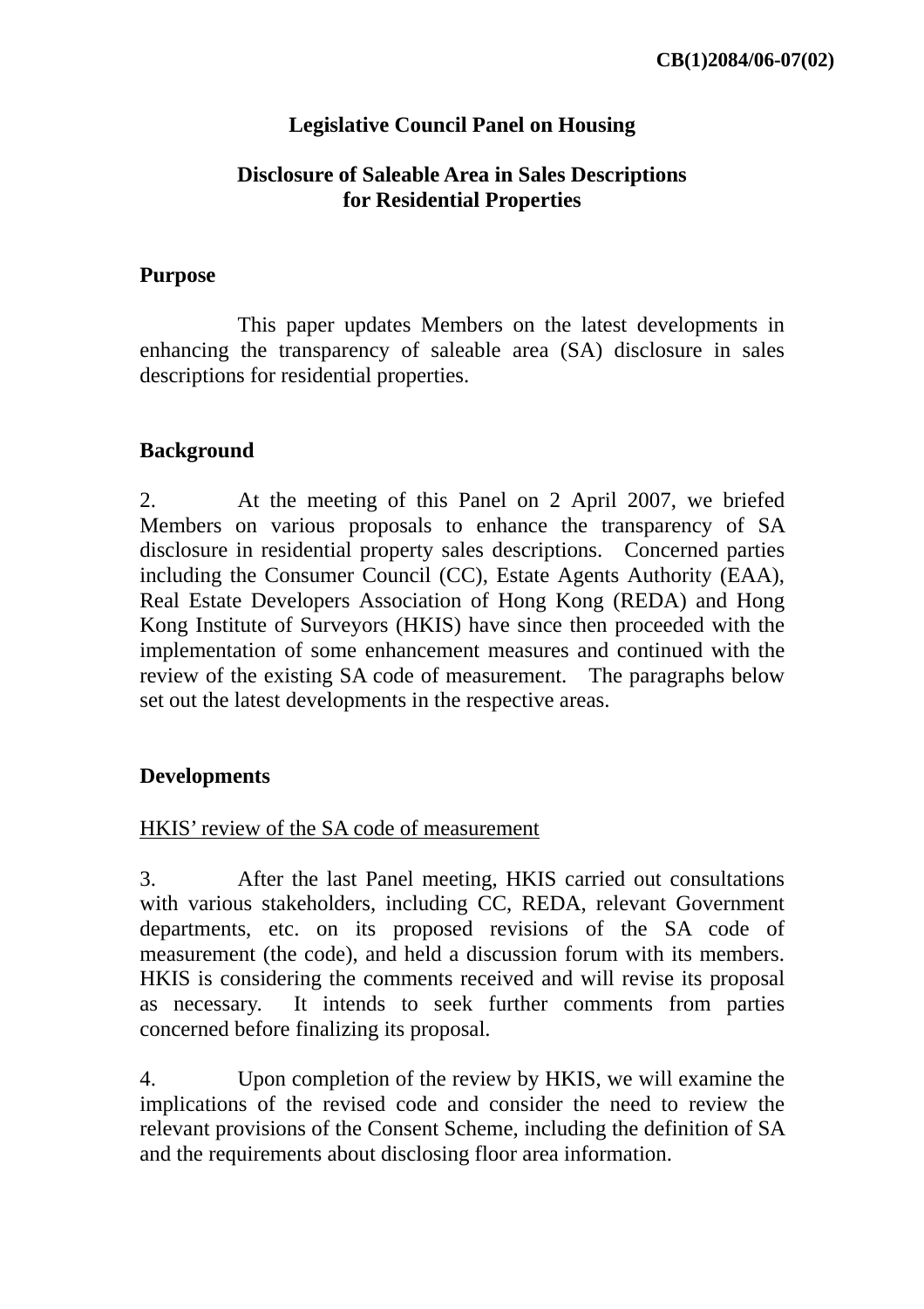CB(1)2084/06-07(02)

**Legislative Council Panel on Housing**

**Disclosure of Saleable Area in Sales Descriptions for Residential Properties**

**Purpose**

This paper updates Members on the latest developments in enhancing the transparency of saleable area (SA) disclosure in sales descriptions for residential properties.

**Background**

2. At the meeting of this Panel on 2 April 2007, we briefed Members on various proposals to enhance the transparency of SA disclosure in residential property sales descriptions. Concerned parties including the Consumer Council (CC), Estate Agents Authority (EAA), Real Estate Developers Association of Hong Kong (REDA) and Hong Kong Institute of Surveyors (HKIS) have since then proceeded with the implementation of some enhancement measures and continued with the review of the existing SA code of measurement. The paragraphs below set out the latest developments in the respective areas.

**Developments**

HKIS' review of the SA code of measurement

3. After the last Panel meeting, HKIS carried out consultations with various stakeholders, including CC, REDA, relevant Government departments, etc. on its proposed revisions of the SA code of measurement (the code), and held a discussion forum with its members. HKIS is considering the comments received and will revise its proposal as necessary. It intends to seek further comments from parties concerned before finalizing its proposal.

4. Upon completion of the review by HKIS, we will examine the implications of the revised code and consider the need to review the relevant provisions of the Consent Scheme, including the definition of SA and the requirements about disclosing floor area information.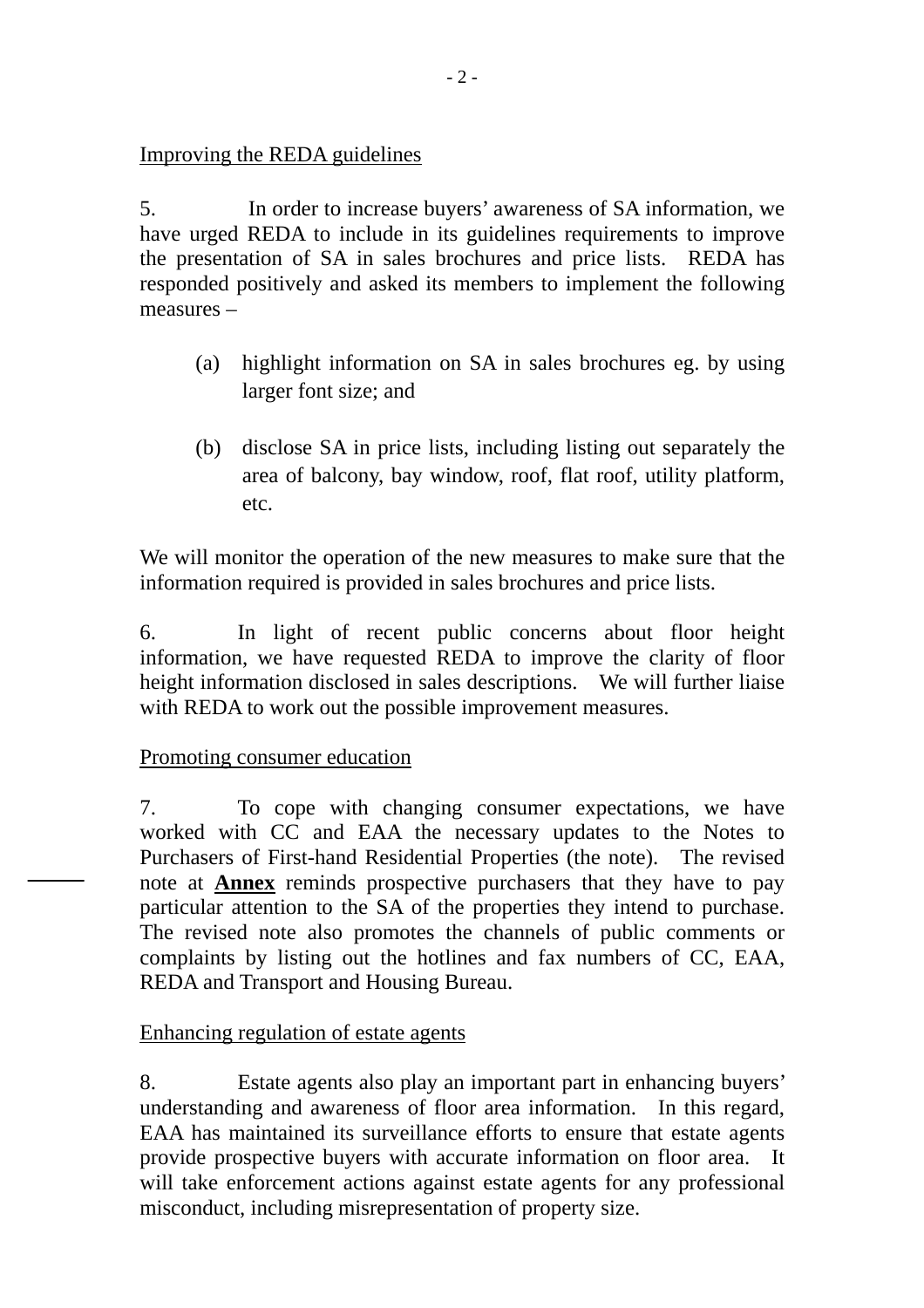Improving the REDA guidelines

5. In order to increase buyers' awareness of SA information, we have urged REDA to include in its guidelines requirements to improve the presentation of SA in sales brochures and price lists. REDA has responded positively and asked its members to implement the following measures –

(a) highlight information on SA in sales brochures eg. by using larger font size; and

(b) disclose SA in price lists, including listing out separately the area of balcony, bay window, roof, flat roof, utility platform, etc.

We will monitor the operation of the new measures to make sure that the information required is provided in sales brochures and price lists.

6. In light of recent public concerns about floor height information, we have requested REDA to improve the clarity of floor height information disclosed in sales descriptions. We will further liaise with REDA to work out the possible improvement measures.

Promoting consumer education

7. To cope with changing consumer expectations, we have worked with CC and EAA the necessary updates to the Notes to Purchasers of First-hand Residential Properties (the note). The revised note at **Annex** reminds prospective purchasers that they have to pay particular attention to the SA of the properties they intend to purchase. The revised note also promotes the channels of public comments or complaints by listing out the hotlines and fax numbers of CC, EAA, REDA and Transport and Housing Bureau.

Enhancing regulation of estate agents

8. Estate agents also play an important part in enhancing buyers' understanding and awareness of floor area information. In this regard, EAA has maintained its surveillance efforts to ensure that estate agents provide prospective buyers with accurate information on floor area. It will take enforcement actions against estate agents for any professional misconduct, including misrepresentation of property size.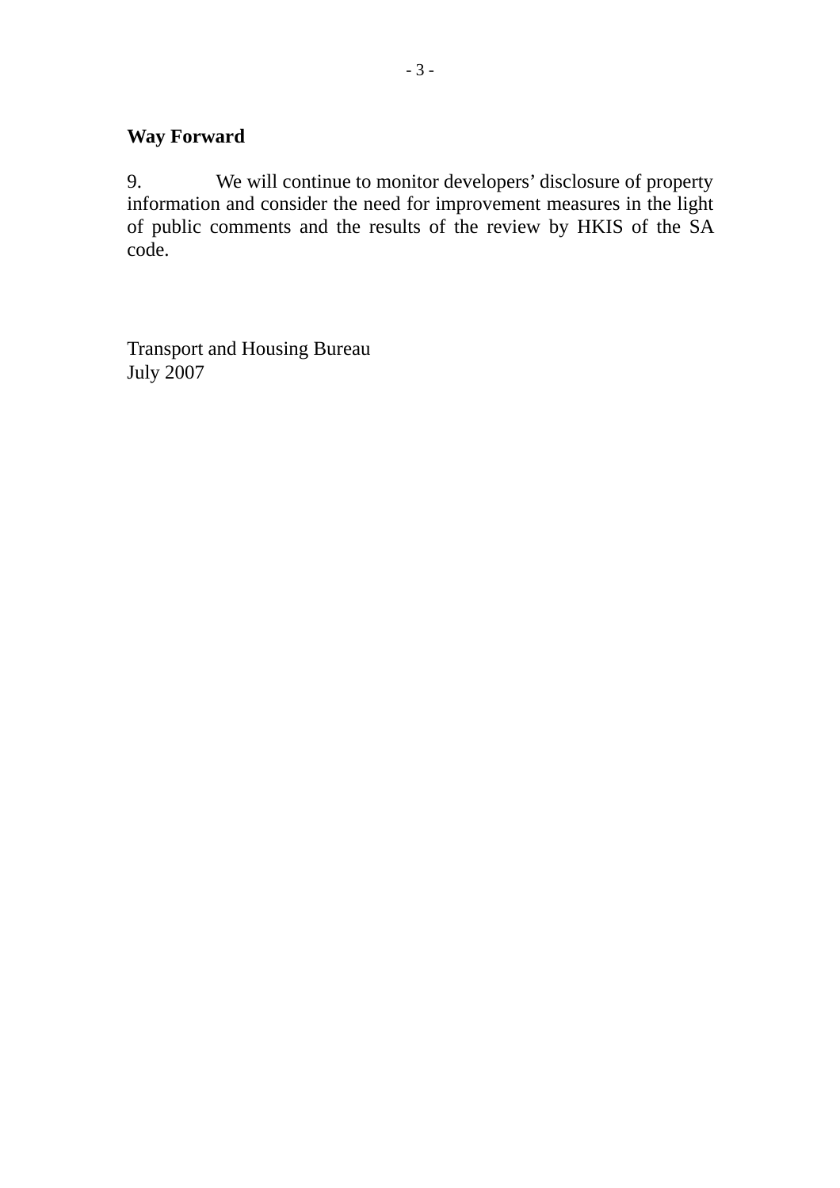**Way Forward**

9. We will continue to monitor developers' disclosure of property information and consider the need for improvement measures in the light of public comments and the results of the review by HKIS of the SA code.

Transport and Housing Bureau
July 2007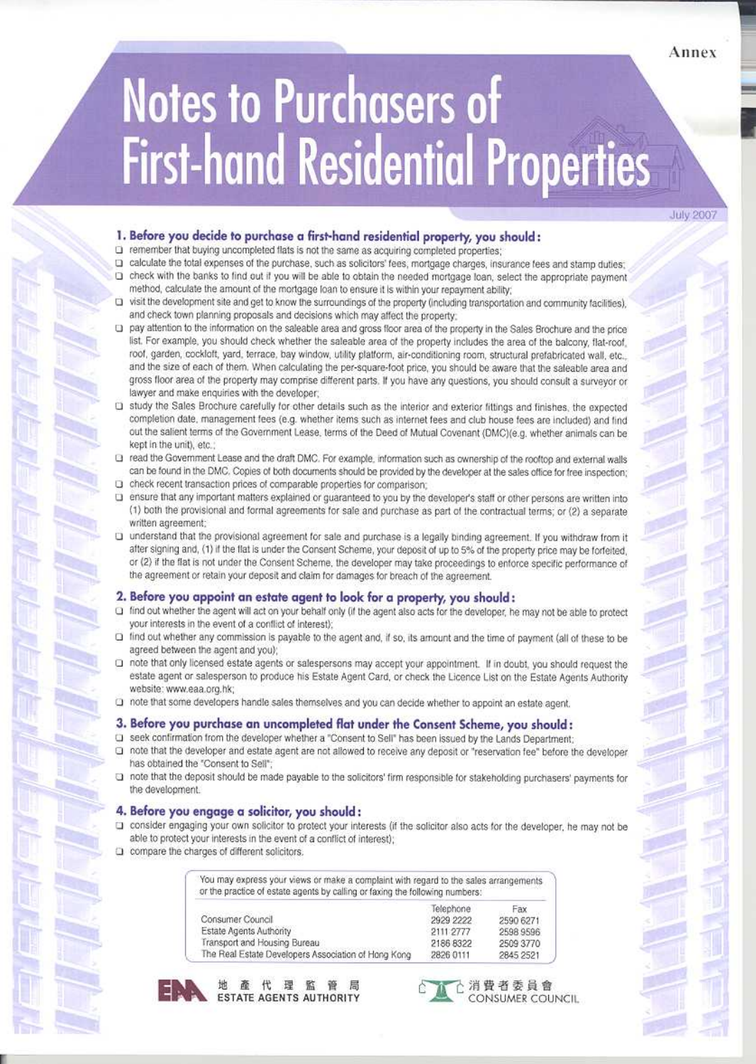Annex

# Notes to Purchasers of First-hand Residential Properties

July 2007

## 1. Before you decide to purchase a first-hand residential property, you should:

- remember that buying uncompleted flats is not the same as acquiring completed properties;
- calculate the total expenses of the purchase, such as solicitors' fees, mortgage charges, insurance fees and stamp duties;
- check with the banks to find out if you will be able to obtain the needed mortgage loan, select the appropriate payment method, calculate the amount of the mortgage loan to ensure it is within your repayment ability;
- visit the development site and get to know the surroundings of the property (including transportation and community facilities), and check town planning proposals and decisions which may affect the property;
- pay attention to the information on the saleable area and gross floor area of the property in the Sales Brochure and the price list. For example, you should check whether the saleable area of the property includes the area of the balcony, flat-roof, roof, garden, cockloft, yard, terrace, bay window, utility platform, air-conditioning room, structural prefabricated wall, etc., and the size of each of them. When calculating the per-square-foot price, you should be aware that the saleable area and gross floor area of the property may comprise different parts. If you have any questions, you should consult a surveyor or lawyer and make enquiries with the developer;
- study the Sales Brochure carefully for other details such as the interior and exterior fittings and finishes, the expected completion date, management fees (e.g. whether items such as internet fees and club house fees are included) and find out the salient terms of the Government Lease, terms of the Deed of Mutual Covenant (DMC)(e.g. whether animals can be kept in the unit), etc.;
- read the Government Lease and the draft DMC. For example, information such as ownership of the rooftop and external walls can be found in the DMC. Copies of both documents should be provided by the developer at the sales office for free inspection;
- check recent transaction prices of comparable properties for comparison;
- ensure that any important matters explained or guaranteed to you by the developer's staff or other persons are written into (1) both the provisional and formal agreements for sale and purchase as part of the contractual terms; or (2) a separate written agreement;
- understand that the provisional agreement for sale and purchase is a legally binding agreement. If you withdraw from it after signing and, (1) if the flat is under the Consent Scheme, your deposit of up to 5% of the property price may be forfeited, or (2) if the flat is not under the Consent Scheme, the developer may take proceedings to enforce specific performance of the agreement or retain your deposit and claim for damages for breach of the agreement.

## 2. Before you appoint an estate agent to look for a property, you should:

- find out whether the agent will act on your behalf only (if the agent also acts for the developer, he may not be able to protect your interests in the event of a conflict of interest);
- find out whether any commission is payable to the agent and, if so, its amount and the time of payment (all of these to be agreed between the agent and you);
- note that only licensed estate agents or salespersons may accept your appointment. If in doubt, you should request the estate agent or salesperson to produce his Estate Agent Card, or check the Licence List on the Estate Agents Authority website: www.eaa.org.hk;
- note that some developers handle sales themselves and you can decide whether to appoint an estate agent.

## 3. Before you purchase an uncompleted flat under the Consent Scheme, you should:

- seek confirmation from the developer whether a "Consent to Sell" has been issued by the Lands Department;
- note that the developer and estate agent are not allowed to receive any deposit or "reservation fee" before the developer has obtained the "Consent to Sell";
- note that the deposit should be made payable to the solicitors' firm responsible for stakeholding purchasers' payments for the development.

## 4. Before you engage a solicitor, you should:

- consider engaging your own solicitor to protect your interests (if the solicitor also acts for the developer, he may not be able to protect your interests in the event of a conflict of interest);
- compare the charges of different solicitors.

You may express your views or make a complaint with regard to the sales arrangements or the practice of estate agents by calling or faxing the following numbers:

| | Telephone | Fax |
|---|---|---|
| Consumer Council | 2929 2222 | 2590 6271 |
| Estate Agents Authority | 2111 2777 | 2598 9596 |
| Transport and Housing Bureau | 2186 8322 | 2509 3770 |
| The Real Estate Developers Association of Hong Kong | 2826 0111 | 2845 2521 |

地產代理監管局 ESTATE AGENTS AUTHORITY

消費者委員會 CONSUMER COUNCIL